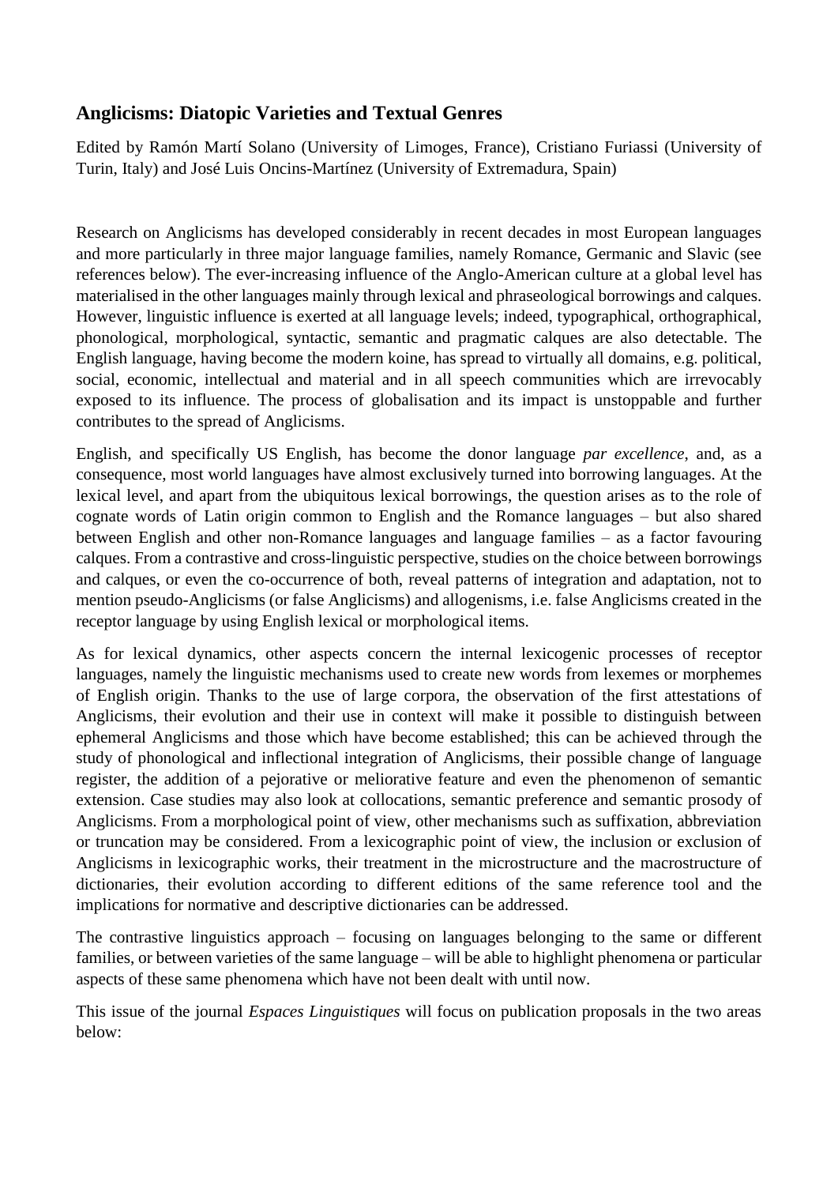## Anglicisms: Diatopic Varieties and Textual Genres

Edited by Ramón Martí Solano (University of Limoges, France), Cristiano Furiassi (University of Turin, Italy) and José Luis Oncins-Martínez (University of Extremadura, Spain)

Research on Anglicisms has developed considerably in recent decades in most European languages and more particularly in three major language families, namely Romance, Germanic and Slavic (see references below). The ever-increasing influence of the Anglo-American culture at a global level has materialised in the other languages mainly through lexical and phraseological borrowings and calques. However, linguistic influence is exerted at all language levels; indeed, typographical, orthographical, phonological, morphological, syntactic, semantic and pragmatic calques are also detectable. The English language, having become the modern koine, has spread to virtually all domains, e.g. political, social, economic, intellectual and material and in all speech communities which are irrevocably exposed to its influence. The process of globalisation and its impact is unstoppable and further contributes to the spread of Anglicisms.

English, and specifically US English, has become the donor language *par excellence*, and, as a consequence, most world languages have almost exclusively turned into borrowing languages. At the lexical level, and apart from the ubiquitous lexical borrowings, the question arises as to the role of cognate words of Latin origin common to English and the Romance languages – but also shared between English and other non-Romance languages and language families – as a factor favouring calques. From a contrastive and cross-linguistic perspective, studies on the choice between borrowings and calques, or even the co-occurrence of both, reveal patterns of integration and adaptation, not to mention pseudo-Anglicisms (or false Anglicisms) and allogenisms, i.e. false Anglicisms created in the receptor language by using English lexical or morphological items.

As for lexical dynamics, other aspects concern the internal lexicogenic processes of receptor languages, namely the linguistic mechanisms used to create new words from lexemes or morphemes of English origin. Thanks to the use of large corpora, the observation of the first attestations of Anglicisms, their evolution and their use in context will make it possible to distinguish between ephemeral Anglicisms and those which have become established; this can be achieved through the study of phonological and inflectional integration of Anglicisms, their possible change of language register, the addition of a pejorative or meliorative feature and even the phenomenon of semantic extension. Case studies may also look at collocations, semantic preference and semantic prosody of Anglicisms. From a morphological point of view, other mechanisms such as suffixation, abbreviation or truncation may be considered. From a lexicographic point of view, the inclusion or exclusion of Anglicisms in lexicographic works, their treatment in the microstructure and the macrostructure of dictionaries, their evolution according to different editions of the same reference tool and the implications for normative and descriptive dictionaries can be addressed.

The contrastive linguistics approach – focusing on languages belonging to the same or different families, or between varieties of the same language – will be able to highlight phenomena or particular aspects of these same phenomena which have not been dealt with until now.

This issue of the journal *Espaces Linguistiques* will focus on publication proposals in the two areas below: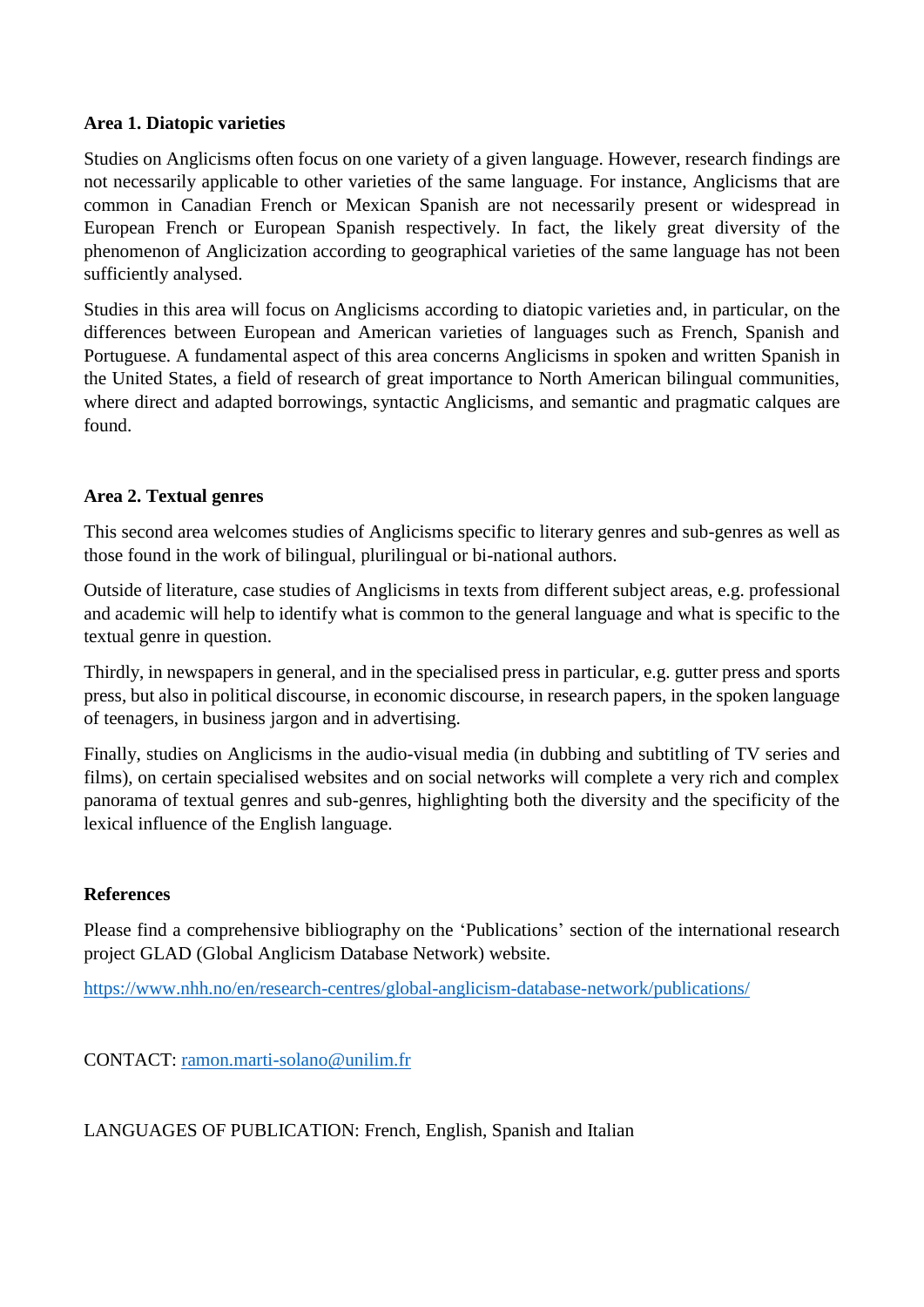**Area 1. Diatopic varieties**

Studies on Anglicisms often focus on one variety of a given language. However, research findings are not necessarily applicable to other varieties of the same language. For instance, Anglicisms that are common in Canadian French or Mexican Spanish are not necessarily present or widespread in European French or European Spanish respectively. In fact, the likely great diversity of the phenomenon of Anglicization according to geographical varieties of the same language has not been sufficiently analysed.

Studies in this area will focus on Anglicisms according to diatopic varieties and, in particular, on the differences between European and American varieties of languages such as French, Spanish and Portuguese. A fundamental aspect of this area concerns Anglicisms in spoken and written Spanish in the United States, a field of research of great importance to North American bilingual communities, where direct and adapted borrowings, syntactic Anglicisms, and semantic and pragmatic calques are found.

**Area 2. Textual genres**

This second area welcomes studies of Anglicisms specific to literary genres and sub-genres as well as those found in the work of bilingual, plurilingual or bi-national authors.

Outside of literature, case studies of Anglicisms in texts from different subject areas, e.g. professional and academic will help to identify what is common to the general language and what is specific to the textual genre in question.

Thirdly, in newspapers in general, and in the specialised press in particular, e.g. gutter press and sports press, but also in political discourse, in economic discourse, in research papers, in the spoken language of teenagers, in business jargon and in advertising.

Finally, studies on Anglicisms in the audio-visual media (in dubbing and subtitling of TV series and films), on certain specialised websites and on social networks will complete a very rich and complex panorama of textual genres and sub-genres, highlighting both the diversity and the specificity of the lexical influence of the English language.

**References**

Please find a comprehensive bibliography on the 'Publications' section of the international research project GLAD (Global Anglicism Database Network) website.

https://www.nhh.no/en/research-centres/global-anglicism-database-network/publications/

CONTACT: ramon.marti-solano@unilim.fr

LANGUAGES OF PUBLICATION: French, English, Spanish and Italian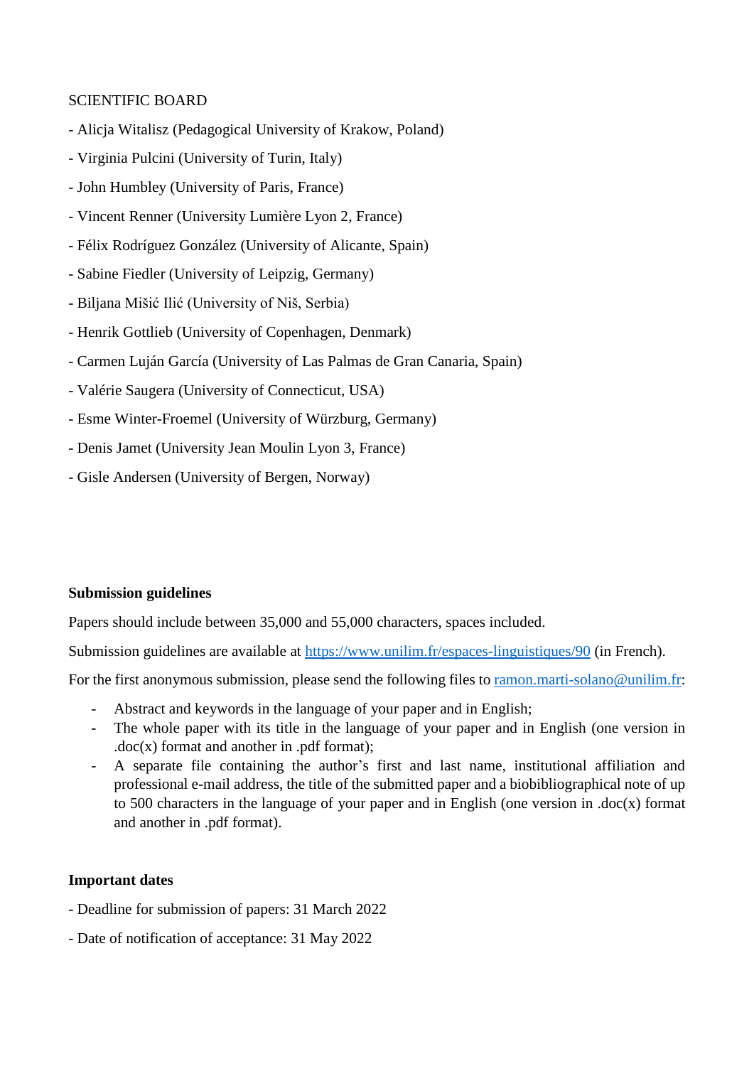SCIENTIFIC BOARD

- Alicja Witalisz (Pedagogical University of Krakow, Poland)
- Virginia Pulcini (University of Turin, Italy)
- John Humbley (University of Paris, France)
- Vincent Renner (University Lumière Lyon 2, France)
- Félix Rodríguez González (University of Alicante, Spain)
- Sabine Fiedler (University of Leipzig, Germany)
- Biljana Mišić Ilić (University of Niš, Serbia)
- Henrik Gottlieb (University of Copenhagen, Denmark)
- Carmen Luján García (University of Las Palmas de Gran Canaria, Spain)
- Valérie Saugera (University of Connecticut, USA)
- Esme Winter-Froemel (University of Würzburg, Germany)
- Denis Jamet (University Jean Moulin Lyon 3, France)
- Gisle Andersen (University of Bergen, Norway)

**Submission guidelines**

Papers should include between 35,000 and 55,000 characters, spaces included.

Submission guidelines are available at [https://www.unilim.fr/espaces-linguistiques/90](https://www.unilim.fr/espaces-linguistiques/90) (in French).

For the first anonymous submission, please send the following files to [ramon.marti-solano@unilim.fr](mailto:ramon.marti-solano@unilim.fr):

- Abstract and keywords in the language of your paper and in English;
- The whole paper with its title in the language of your paper and in English (one version in .doc(x) format and another in .pdf format);
- A separate file containing the author's first and last name, institutional affiliation and professional e-mail address, the title of the submitted paper and a biobibliographical note of up to 500 characters in the language of your paper and in English (one version in .doc(x) format and another in .pdf format).

**Important dates**

- Deadline for submission of papers: 31 March 2022
- Date of notification of acceptance: 31 May 2022